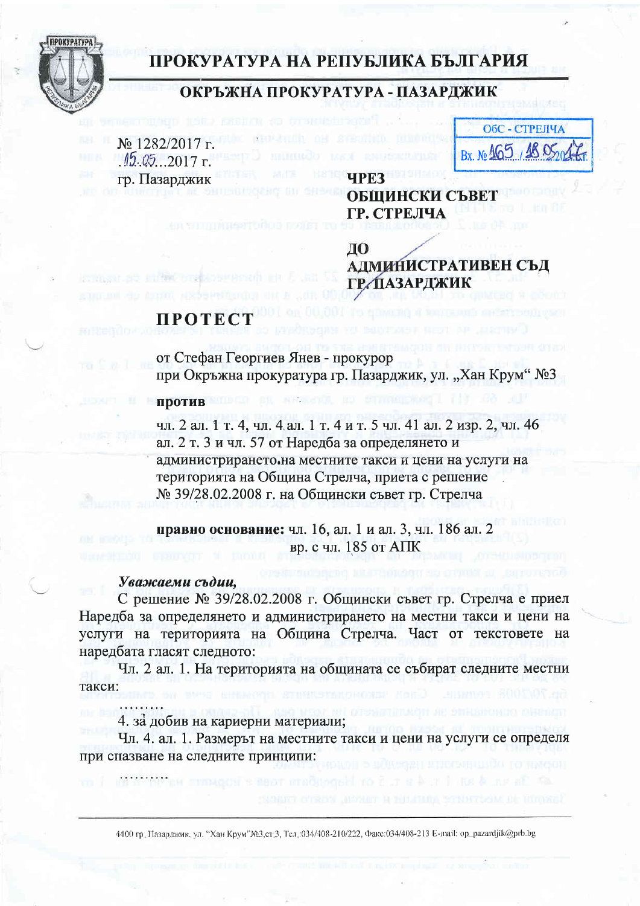# ПРОКУРАТУРА НА РЕПУБЛИКА БЪЛГАРИЯ

## ОКРЪЖНА ПРОКУРАТУРА - ПАЗАРДЖИК

ОбС - СТРЕЛЧА
Вх. № 165 / 18.05.2017 г.

№ 1282/2017 г.
15.05...2017 г.
гр. Пазарджик

**ЧРЕЗ**
**ОБЩИНСКИ СЪВЕТ**
**ГР. СТРЕЛЧА**

**ДО**
**АДМИНИСТРАТИВЕН СЪД**
**ГР. ПАЗАРДЖИК**

# ПРОТЕСТ

от Стефан Георгиев Янев - прокурор
при Окръжна прокуратура гр. Пазарджик, ул. „Хан Крум" №3

**против**

чл. 2 ал. 1 т. 4, чл. 4 ал. 1 т. 4 и т. 5 чл. 41 ал. 2 изр. 2, чл. 46 ал. 2 т. 3 и чл. 57 от Наредба за определянето и администрирането на местните такси и цени на услуги на територията на Община Стрелча, приета с решение № 39/28.02.2008 г. на Общински съвет гр. Стрелча

**правно основание:** чл. 16, ал. 1 и ал. 3, чл. 186 ал. 2 вр. с чл. 185 от АПК

***Уважаеми съдии,***

С решение № 39/28.02.2008 г. Общински съвет гр. Стрелча е приел Наредба за определянето и администрирането на местни такси и цени на услуги на територията на Община Стрелча. Част от текстовете на наредбата гласят следното:

Чл. 2 ал. 1. На територията на общината се събират следните местни такси:

.........

4. за добив на кариерни материали;

Чл. 4. ал. 1. Размерът на местните такси и цени на услуги се определя при спазване на следните принципи:

.........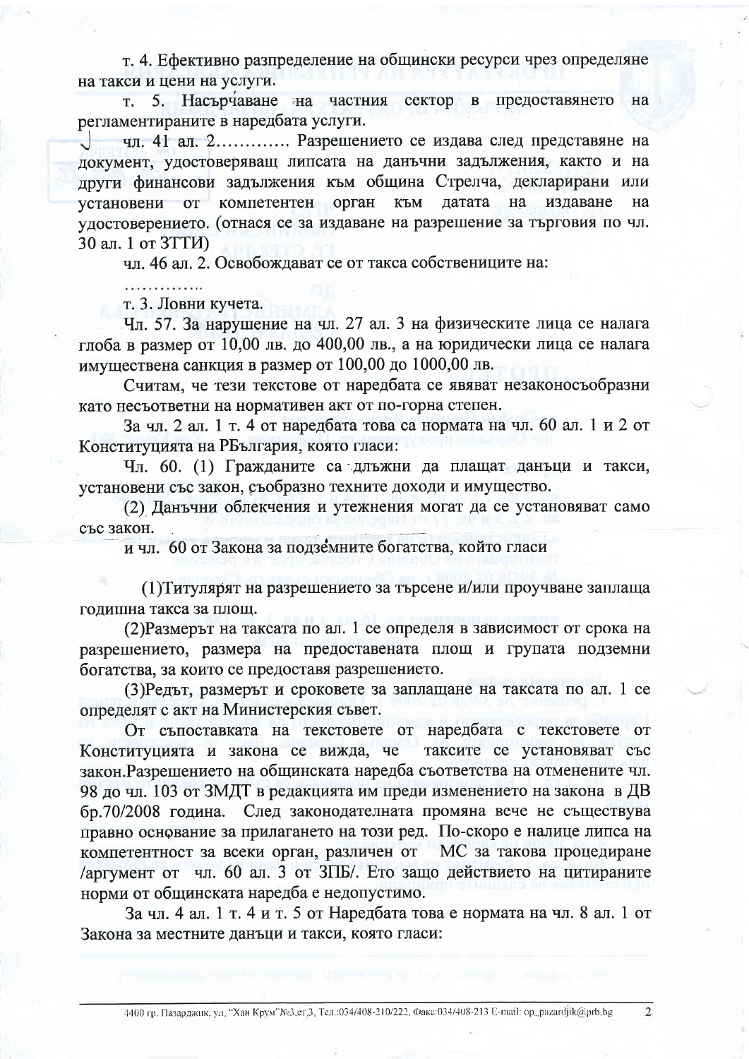т. 4. Ефективно разпределение на общински ресурси чрез определяне на такси и цени на услуги.

т. 5. Насърчаване на частния сектор в предоставянето на регламентираните в наредбата услуги.

чл. 41 ал. 2………… Разрешението се издава след представяне на документ, удостоверяващ липсата на данъчни задължения, както и на други финансови задължения към община Стрелча, декларирани или установени от компетентен орган към датата на издаване на удостоверението. (отнася се за издаване на разрешение за търговия по чл. 30 ал. 1 от ЗТТИ)

чл. 46 ал. 2. Освобождават се от такса собствениците на:

…………..

т. 3. Ловни кучета.

Чл. 57. За нарушение на чл. 27 ал. 3 на физическите лица се налага глоба в размер от 10,00 лв. до 400,00 лв., а на юридически лица се налага имуществена санкция в размер от 100,00 до 1000,00 лв.

Считам, че тези текстове от наредбата се явяват незаконосъобразни като несъответни на нормативен акт от по-горна степен.

За чл. 2 ал. 1 т. 4 от наредбата това са нормата на чл. 60 ал. 1 и 2 от Конституцията на РБългария, която гласи:

Чл. 60. (1) Гражданите са длъжни да плащат данъци и такси, установени със закон, съобразно техните доходи и имущество.

(2) Данъчни облекчения и утежнения могат да се установяват само със закон.

и чл. 60 от Закона за подземните богатства, който гласи

(1)Титулярят на разрешението за търсене и/или проучване заплаща годишна такса за площ.

(2)Размерът на таксата по ал. 1 се определя в зависимост от срока на разрешението, размера на предоставената площ и групата подземни богатства, за които се предоставя разрешението.

(3)Редът, размерът и сроковете за заплащане на таксата по ал. 1 се определят с акт на Министерския съвет.

От съпоставката на текстовете от наредбата с текстовете от Конституцията и закона се вижда, че таксите се установяват със закон.Разрешението на общинската наредба съответства на отменените чл. 98 до чл. 103 от ЗМДТ в редакцията им преди изменението на закона в ДВ бр.70/2008 година. След законодателната промяна вече не съществува правно основание за прилагането на този ред. По-скоро е налице липса на компетентност за всеки орган, различен от МС за такова процедиране /аргумент от чл. 60 ал. 3 от ЗПБ/. Ето защо действието на цитираните норми от общинската наредба е недопустимо.

За чл. 4 ал. 1 т. 4 и т. 5 от Наредбата това е нормата на чл. 8 ал. 1 от Закона за местните данъци и такси, която гласи: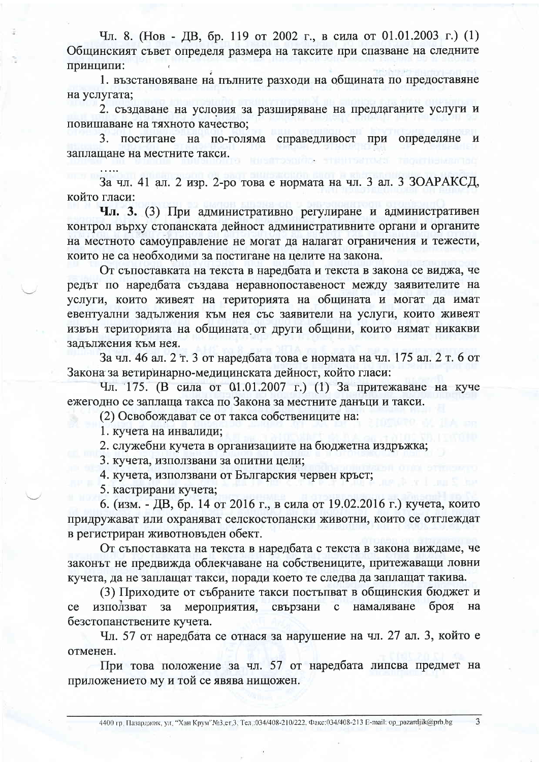Чл. 8. (Нов - ДВ, бр. 119 от 2002 г., в сила от 01.01.2003 г.) (1) Общинският съвет определя размера на таксите при спазване на следните принципи:

1. възстановяване на пълните разходи на общината по предоставяне на услугата;

2. създаване на условия за разширяване на предлаганите услуги и повишаване на тяхното качество;

3. постигане на по-голяма справедливост при определяне и заплащане на местните такси.

…..

За чл. 41 ал. 2 изр. 2-ро това е нормата на чл. 3 ал. 3 ЗОАРАКСД, който гласи:

**Чл. 3.** (3) При административно регулиране и административен контрол върху стопанската дейност административните органи и органите на местното самоуправление не могат да налагат ограничения и тежести, които не са необходими за постигане на целите на закона.

От съпоставката на текста в наредбата и текста в закона се виджа, че редът по наредбата създава неравнопоставеност между заявителите на услуги, които живеят на територията на общината и могат да имат евентуални задължения към нея със заявители на услуги, които живеят извън територията на общината от други общини, които нямат никакви задължения към нея.

За чл. 46 ал. 2 т. 3 от наредбата това е нормата на чл. 175 ал. 2 т. 6 от Закона за ветеринарно-медицинската дейност, който гласи:

Чл. 175. (В сила от 01.01.2007 г.) (1) За притежаване на куче ежегодно се заплаща такса по Закона за местните данъци и такси.

(2) Освобождават се от такса собствениците на:

1. кучета на инвалиди;

2. служебни кучета в организациите на бюджетна издръжка;

3. кучета, използвани за опитни цели;

4. кучета, използвани от Българския червен кръст;

5. кастрирани кучета;

6. (изм. - ДВ, бр. 14 от 2016 г., в сила от 19.02.2016 г.) кучета, които придружават или охраняват селскостопански животни, които се отглеждат в регистриран животновъден обект.

От съпоставката на текста в наредбата с текста в закона виждаме, че законът не предвижда облекчаване на собствениците, притежаващи ловни кучета, да не заплащат такси, поради което те следва да заплащат такива.

(3) Приходите от събраните такси постъпват в общинския бюджет и се използват за мероприятия, свързани с намаляване броя на безстопанствените кучета.

Чл. 57 от наредбата се отнася за нарушение на чл. 27 ал. 3, който е отменен.

При това положение за чл. 57 от наредбата липсва предмет на приложението му и той се явява нищожен.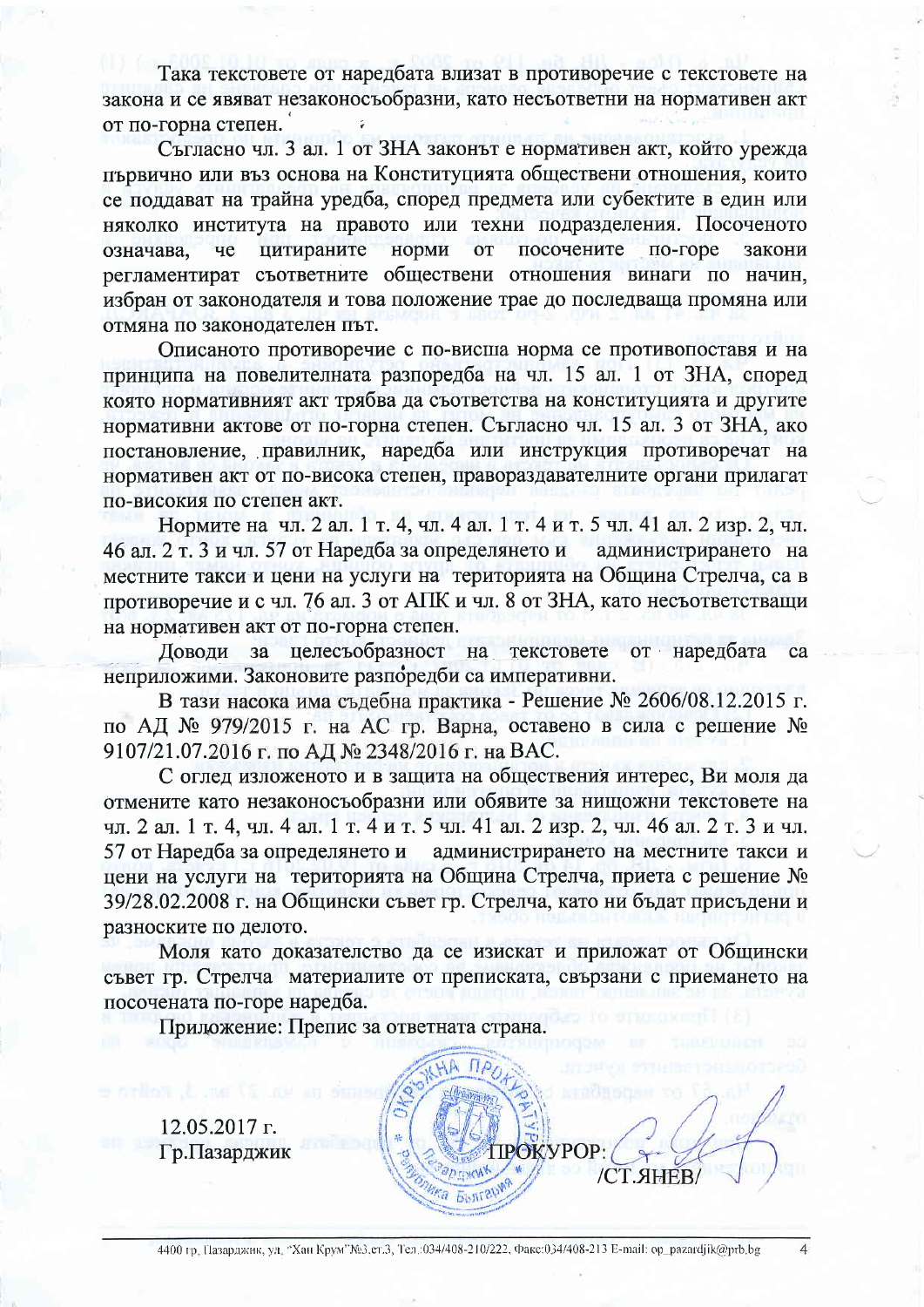Така текстовете от наредбата влизат в противоречие с текстовете на закона и се явяват незаконосъобразни, като несъответни на нормативен акт от по-горна степен.

Съгласно чл. 3 ал. 1 от ЗНА законът е нормативен акт, който урежда първично или въз основа на Конституцията обществени отношения, които се поддават на трайна уредба, според предмета или субектите в един или няколко института на правото или техни подразделения. Посоченото означава, че цитираните норми от посочените по-горе закони регламентират съответните обществени отношения винаги по начин, избран от законодателя и това положение трае до последваща промяна или отмяна по законодателен път.

Описаното противоречие с по-висша норма се противопоставя и на принципа на повелителната разпоредба на чл. 15 ал. 1 от ЗНА, според която нормативният акт трябва да съответства на конституцията и другите нормативни актове от по-горна степен. Съгласно чл. 15 ал. 3 от ЗНА, ако постановление, правилник, наредба или инструкция противоречат на нормативен акт от по-висока степен, правораздавателните органи прилагат по-високия по степен акт.

Нормите на чл. 2 ал. 1 т. 4, чл. 4 ал. 1 т. 4 и т. 5 чл. 41 ал. 2 изр. 2, чл. 46 ал. 2 т. 3 и чл. 57 от Наредба за определянето и администрирането на местните такси и цени на услуги на територията на Община Стрелча, са в противоречие и с чл. 76 ал. 3 от АПК и чл. 8 от ЗНА, като несъответстващи на нормативен акт от по-горна степен.

Доводи за целесъобразност на текстовете от наредбата са неприложими. Законовите разпоредби са императивни.

В тази насока има съдебна практика - Решение № 2606/08.12.2015 г. по АД № 979/2015 г. на АС гр. Варна, оставено в сила с решение № 9107/21.07.2016 г. по АД № 2348/2016 г. на ВАС.

С оглед изложеното и в защита на обществения интерес, Ви моля да отмените като незаконосъобразни или обявите за нищожни текстовете на чл. 2 ал. 1 т. 4, чл. 4 ал. 1 т. 4 и т. 5 чл. 41 ал. 2 изр. 2, чл. 46 ал. 2 т. 3 и чл. 57 от Наредба за определянето и администрирането на местните такси и цени на услуги на територията на Община Стрелча, приета с решение № 39/28.02.2008 г. на Общински съвет гр. Стрелча, като ни бъдат присъдени и разноските по делото.

Моля като доказателство да се изискат и приложат от Общински съвет гр. Стрелча материалите от преписката, свързани с приемането на посочената по-горе наредба.

Приложение: Препис за ответната страна.

12.05.2017 г.
Гр.Пазарджик

ПРОКУРОР:
/СТ.ЯНЕВ/